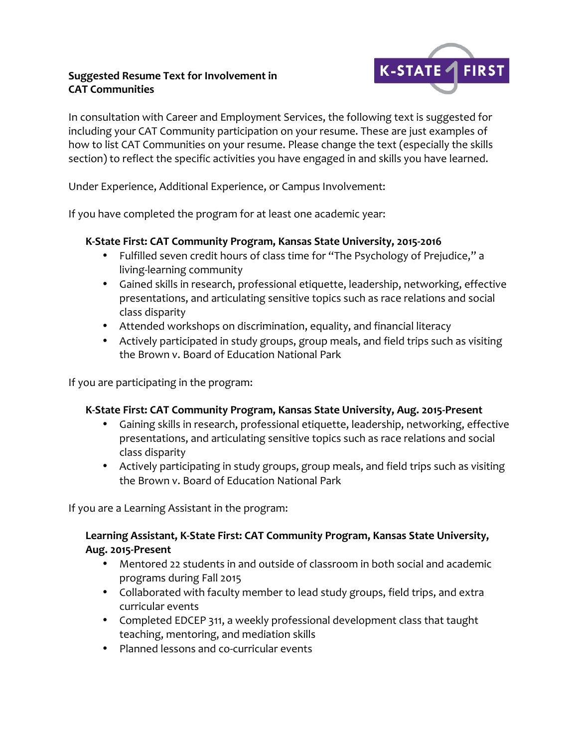**Suggested Resume Text for Involvement in CAT Communities**

K-STATE FIRST

In consultation with Career and Employment Services, the following text is suggested for including your CAT Community participation on your resume. These are just examples of how to list CAT Communities on your resume. Please change the text (especially the skills section) to reflect the specific activities you have engaged in and skills you have learned.

Under Experience, Additional Experience, or Campus Involvement:

If you have completed the program for at least one academic year:

**K-State First: CAT Community Program, Kansas State University, 2015-2016**

- Fulfilled seven credit hours of class time for "The Psychology of Prejudice," a living-learning community
- Gained skills in research, professional etiquette, leadership, networking, effective presentations, and articulating sensitive topics such as race relations and social class disparity
- Attended workshops on discrimination, equality, and financial literacy
- Actively participated in study groups, group meals, and field trips such as visiting the Brown v. Board of Education National Park

If you are participating in the program:

**K-State First: CAT Community Program, Kansas State University, Aug. 2015-Present**

- Gaining skills in research, professional etiquette, leadership, networking, effective presentations, and articulating sensitive topics such as race relations and social class disparity
- Actively participating in study groups, group meals, and field trips such as visiting the Brown v. Board of Education National Park

If you are a Learning Assistant in the program:

**Learning Assistant, K-State First: CAT Community Program, Kansas State University, Aug. 2015-Present**

- Mentored 22 students in and outside of classroom in both social and academic programs during Fall 2015
- Collaborated with faculty member to lead study groups, field trips, and extra curricular events
- Completed EDCEP 311, a weekly professional development class that taught teaching, mentoring, and mediation skills
- Planned lessons and co-curricular events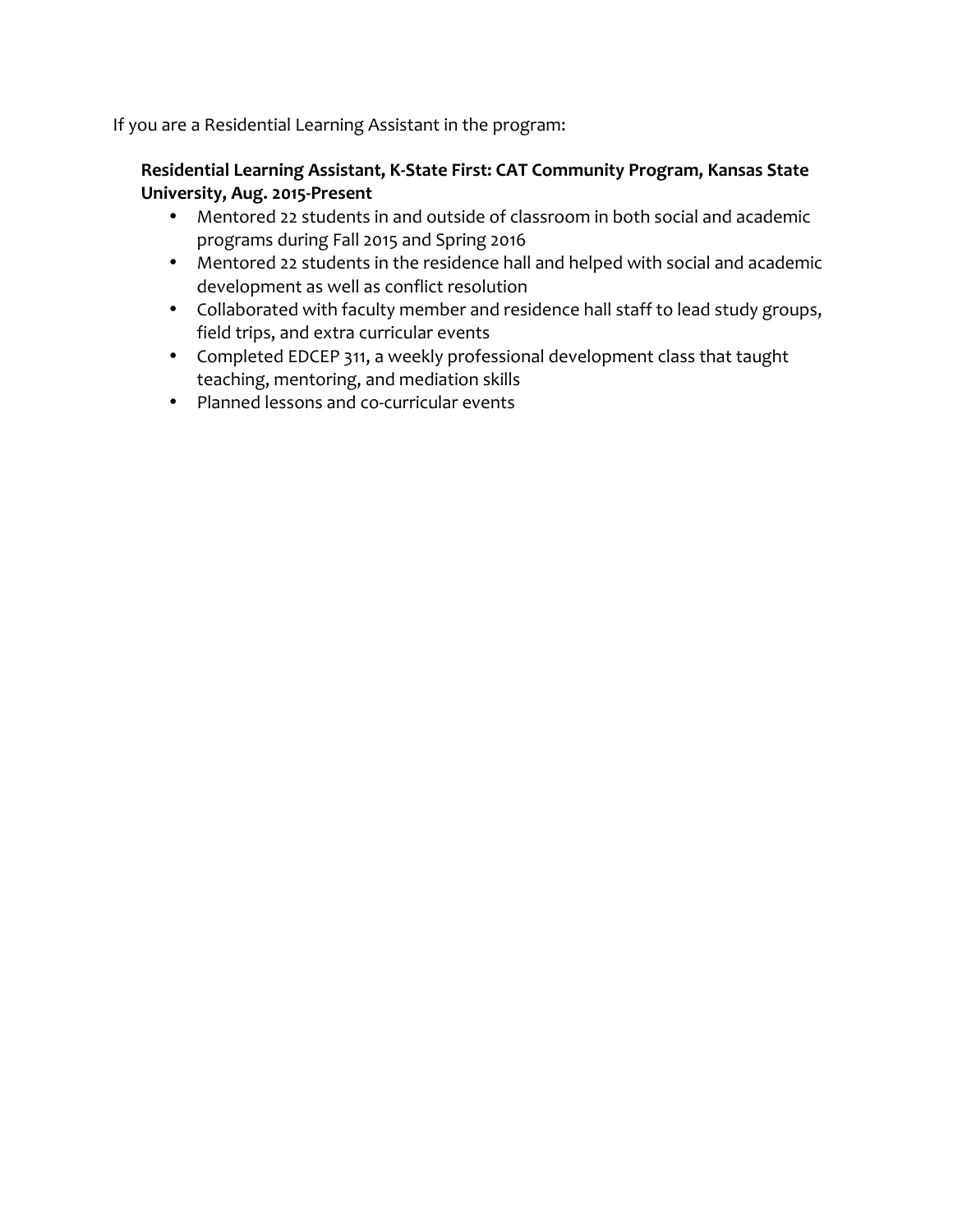If you are a Residential Learning Assistant in the program:

**Residential Learning Assistant, K-State First: CAT Community Program, Kansas State University, Aug. 2015-Present**

- Mentored 22 students in and outside of classroom in both social and academic programs during Fall 2015 and Spring 2016
- Mentored 22 students in the residence hall and helped with social and academic development as well as conflict resolution
- Collaborated with faculty member and residence hall staff to lead study groups, field trips, and extra curricular events
- Completed EDCEP 311, a weekly professional development class that taught teaching, mentoring, and mediation skills
- Planned lessons and co-curricular events